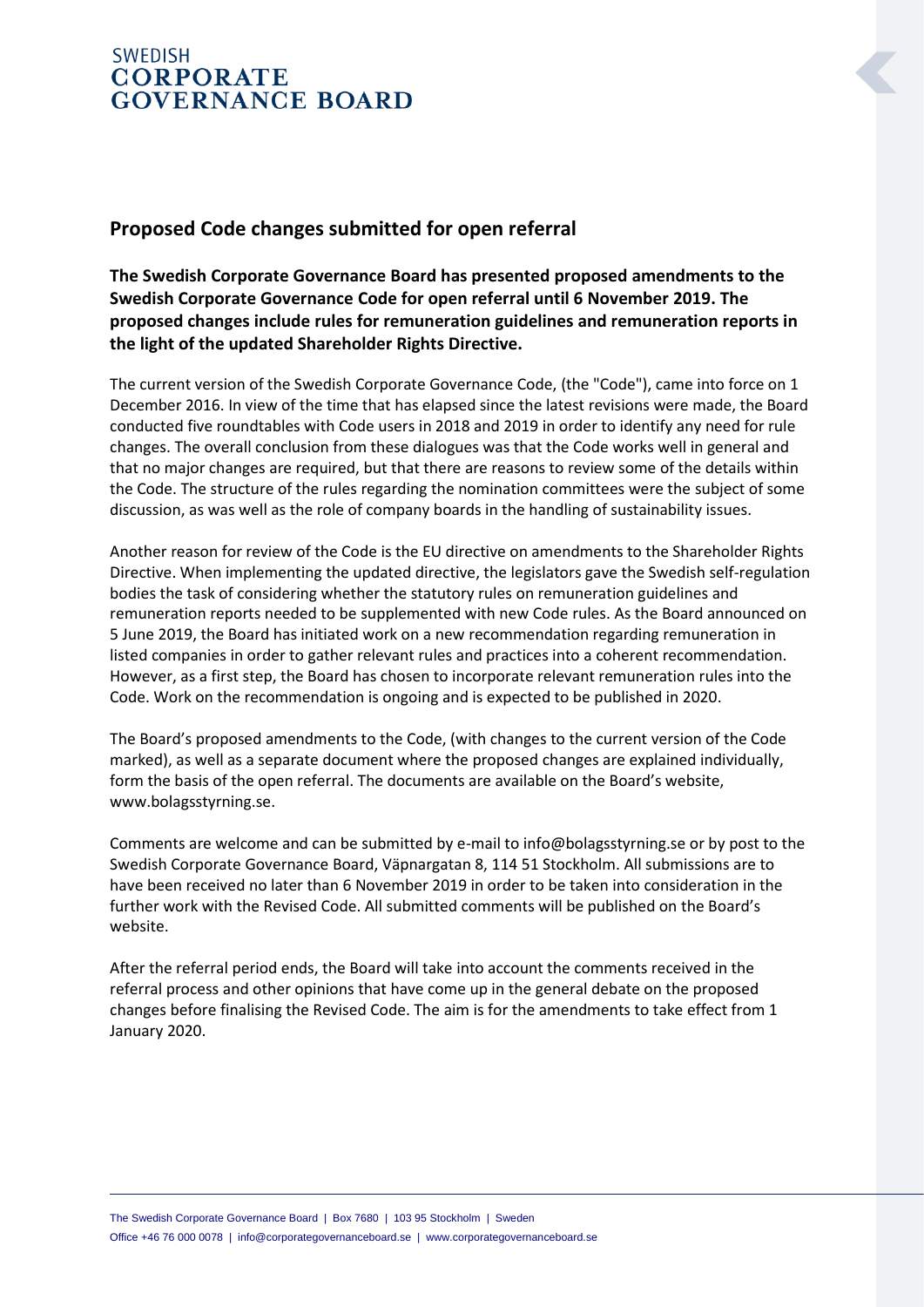# Proposed Code changes submitted for open referral

**The Swedish Corporate Governance Board has presented proposed amendments to the Swedish Corporate Governance Code for open referral until 6 November 2019. The proposed changes include rules for remuneration guidelines and remuneration reports in the light of the updated Shareholder Rights Directive.**

The current version of the Swedish Corporate Governance Code, (the "Code"), came into force on 1 December 2016. In view of the time that has elapsed since the latest revisions were made, the Board conducted five roundtables with Code users in 2018 and 2019 in order to identify any need for rule changes. The overall conclusion from these dialogues was that the Code works well in general and that no major changes are required, but that there are reasons to review some of the details within the Code. The structure of the rules regarding the nomination committees were the subject of some discussion, as was well as the role of company boards in the handling of sustainability issues.

Another reason for review of the Code is the EU directive on amendments to the Shareholder Rights Directive. When implementing the updated directive, the legislators gave the Swedish self-regulation bodies the task of considering whether the statutory rules on remuneration guidelines and remuneration reports needed to be supplemented with new Code rules. As the Board announced on 5 June 2019, the Board has initiated work on a new recommendation regarding remuneration in listed companies in order to gather relevant rules and practices into a coherent recommendation. However, as a first step, the Board has chosen to incorporate relevant remuneration rules into the Code. Work on the recommendation is ongoing and is expected to be published in 2020.

The Board's proposed amendments to the Code, (with changes to the current version of the Code marked), as well as a separate document where the proposed changes are explained individually, form the basis of the open referral. The documents are available on the Board's website, www.bolagsstyrning.se.

Comments are welcome and can be submitted by e-mail to info@bolagsstyrning.se or by post to the Swedish Corporate Governance Board, Väpnargatan 8, 114 51 Stockholm. All submissions are to have been received no later than 6 November 2019 in order to be taken into consideration in the further work with the Revised Code. All submitted comments will be published on the Board's website.

After the referral period ends, the Board will take into account the comments received in the referral process and other opinions that have come up in the general debate on the proposed changes before finalising the Revised Code. The aim is for the amendments to take effect from 1 January 2020.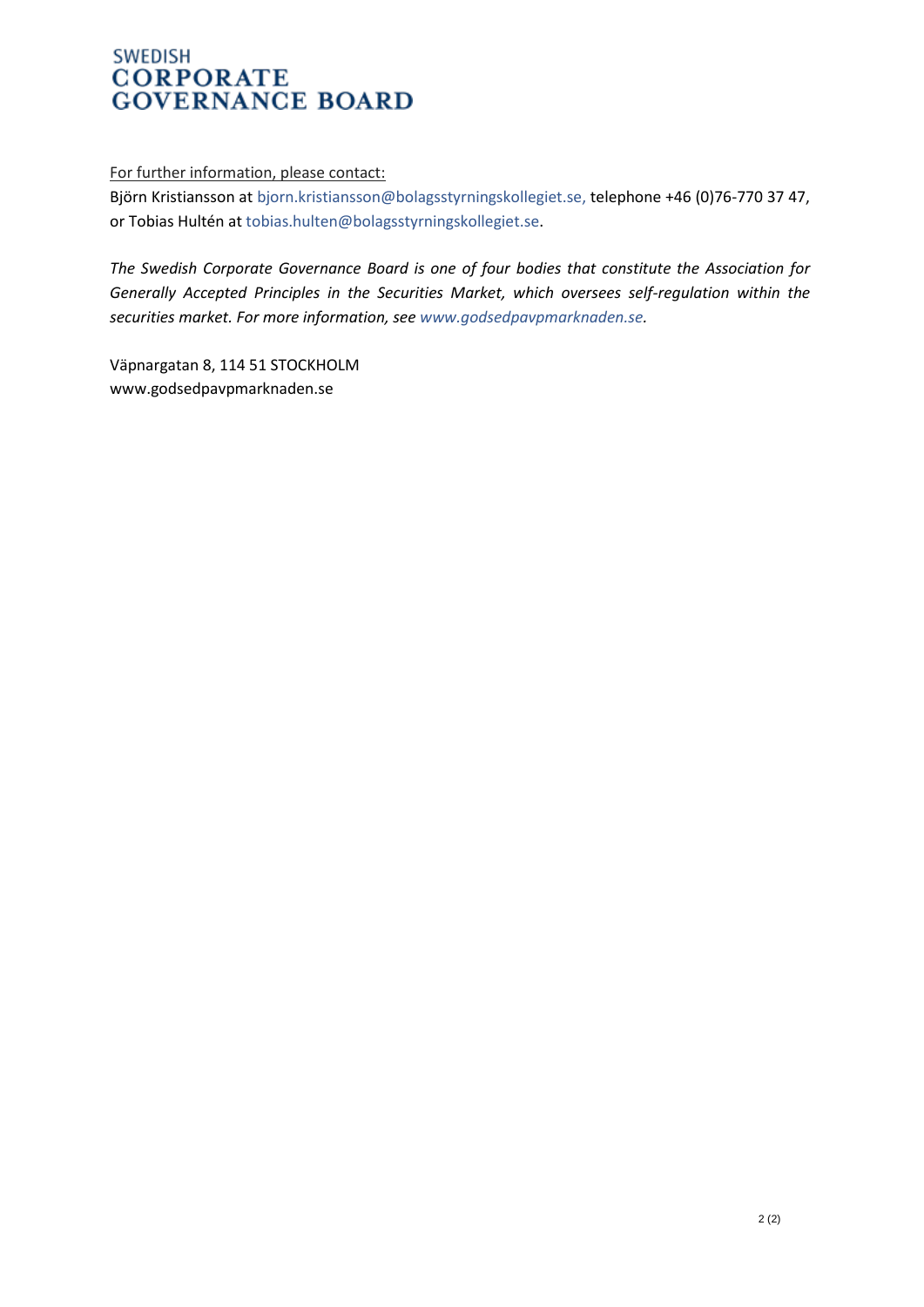SWEDISH
CORPORATE
GOVERNANCE BOARD

For further information, please contact:
Björn Kristiansson at bjorn.kristiansson@bolagsstyrningskollegiet.se, telephone +46 (0)76-770 37 47, or Tobias Hultén at tobias.hulten@bolagsstyrningskollegiet.se.

*The Swedish Corporate Governance Board is one of four bodies that constitute the Association for Generally Accepted Principles in the Securities Market, which oversees self-regulation within the securities market. For more information, see www.godsedpavpmarknaden.se.*

Väpnargatan 8, 114 51 STOCKHOLM
www.godsedpavpmarknaden.se